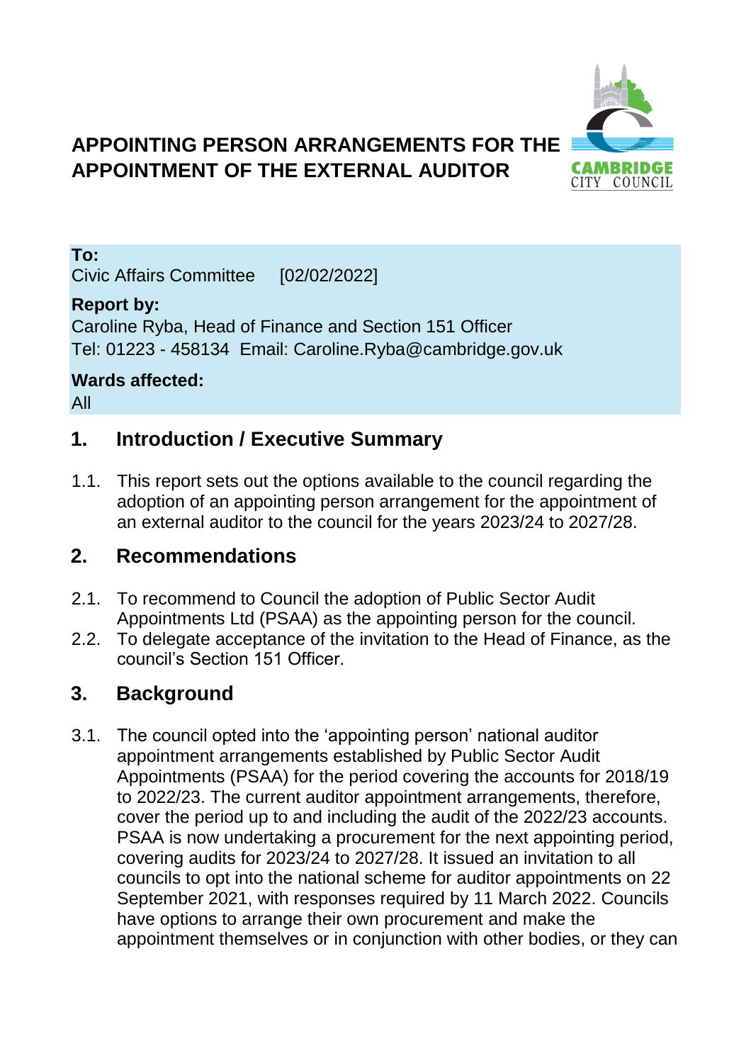# APPOINTING PERSON ARRANGEMENTS FOR THE APPOINTMENT OF THE EXTERNAL AUDITOR

**To:**
Civic Affairs Committee [02/02/2022]

**Report by:**
Caroline Ryba, Head of Finance and Section 151 Officer
Tel: 01223 - 458134 Email: Caroline.Ryba@cambridge.gov.uk

**Wards affected:**
All

## 1. Introduction / Executive Summary

1.1. This report sets out the options available to the council regarding the adoption of an appointing person arrangement for the appointment of an external auditor to the council for the years 2023/24 to 2027/28.

## 2. Recommendations

2.1. To recommend to Council the adoption of Public Sector Audit Appointments Ltd (PSAA) as the appointing person for the council.

2.2. To delegate acceptance of the invitation to the Head of Finance, as the council's Section 151 Officer.

## 3. Background

3.1. The council opted into the 'appointing person' national auditor appointment arrangements established by Public Sector Audit Appointments (PSAA) for the period covering the accounts for 2018/19 to 2022/23. The current auditor appointment arrangements, therefore, cover the period up to and including the audit of the 2022/23 accounts. PSAA is now undertaking a procurement for the next appointing period, covering audits for 2023/24 to 2027/28. It issued an invitation to all councils to opt into the national scheme for auditor appointments on 22 September 2021, with responses required by 11 March 2022. Councils have options to arrange their own procurement and make the appointment themselves or in conjunction with other bodies, or they can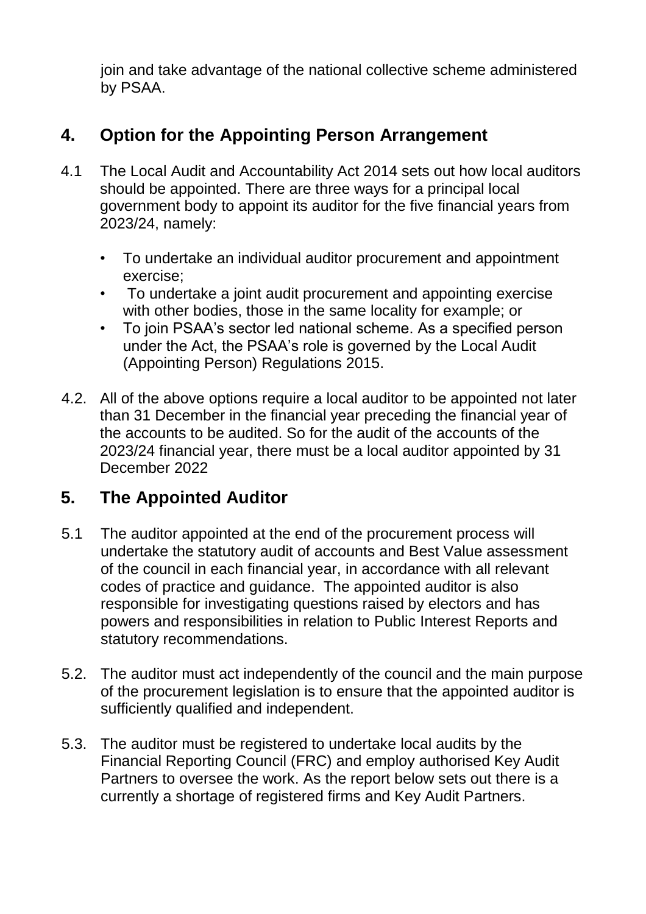join and take advantage of the national collective scheme administered by PSAA.

## 4. Option for the Appointing Person Arrangement

4.1 The Local Audit and Accountability Act 2014 sets out how local auditors should be appointed. There are three ways for a principal local government body to appoint its auditor for the five financial years from 2023/24, namely:

- To undertake an individual auditor procurement and appointment exercise;
- To undertake a joint audit procurement and appointing exercise with other bodies, those in the same locality for example; or
- To join PSAA's sector led national scheme. As a specified person under the Act, the PSAA's role is governed by the Local Audit (Appointing Person) Regulations 2015.

4.2. All of the above options require a local auditor to be appointed not later than 31 December in the financial year preceding the financial year of the accounts to be audited. So for the audit of the accounts of the 2023/24 financial year, there must be a local auditor appointed by 31 December 2022

## 5. The Appointed Auditor

5.1 The auditor appointed at the end of the procurement process will undertake the statutory audit of accounts and Best Value assessment of the council in each financial year, in accordance with all relevant codes of practice and guidance. The appointed auditor is also responsible for investigating questions raised by electors and has powers and responsibilities in relation to Public Interest Reports and statutory recommendations.

5.2. The auditor must act independently of the council and the main purpose of the procurement legislation is to ensure that the appointed auditor is sufficiently qualified and independent.

5.3. The auditor must be registered to undertake local audits by the Financial Reporting Council (FRC) and employ authorised Key Audit Partners to oversee the work. As the report below sets out there is a currently a shortage of registered firms and Key Audit Partners.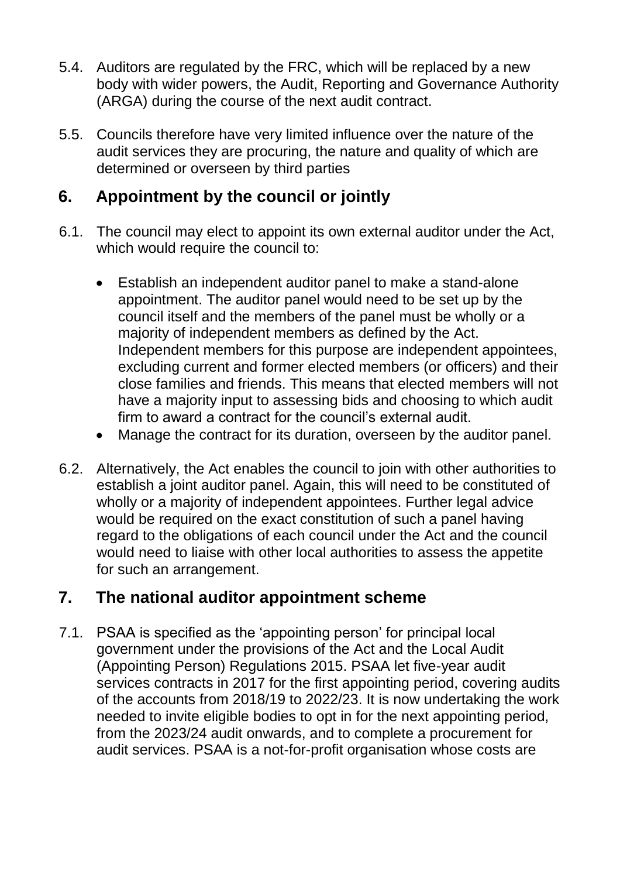5.4. Auditors are regulated by the FRC, which will be replaced by a new body with wider powers, the Audit, Reporting and Governance Authority (ARGA) during the course of the next audit contract.

5.5. Councils therefore have very limited influence over the nature of the audit services they are procuring, the nature and quality of which are determined or overseen by third parties

## 6. Appointment by the council or jointly

6.1. The council may elect to appoint its own external auditor under the Act, which would require the council to:

- Establish an independent auditor panel to make a stand-alone appointment. The auditor panel would need to be set up by the council itself and the members of the panel must be wholly or a majority of independent members as defined by the Act. Independent members for this purpose are independent appointees, excluding current and former elected members (or officers) and their close families and friends. This means that elected members will not have a majority input to assessing bids and choosing to which audit firm to award a contract for the council's external audit.
- Manage the contract for its duration, overseen by the auditor panel.

6.2. Alternatively, the Act enables the council to join with other authorities to establish a joint auditor panel. Again, this will need to be constituted of wholly or a majority of independent appointees. Further legal advice would be required on the exact constitution of such a panel having regard to the obligations of each council under the Act and the council would need to liaise with other local authorities to assess the appetite for such an arrangement.

## 7. The national auditor appointment scheme

7.1. PSAA is specified as the 'appointing person' for principal local government under the provisions of the Act and the Local Audit (Appointing Person) Regulations 2015. PSAA let five-year audit services contracts in 2017 for the first appointing period, covering audits of the accounts from 2018/19 to 2022/23. It is now undertaking the work needed to invite eligible bodies to opt in for the next appointing period, from the 2023/24 audit onwards, and to complete a procurement for audit services. PSAA is a not-for-profit organisation whose costs are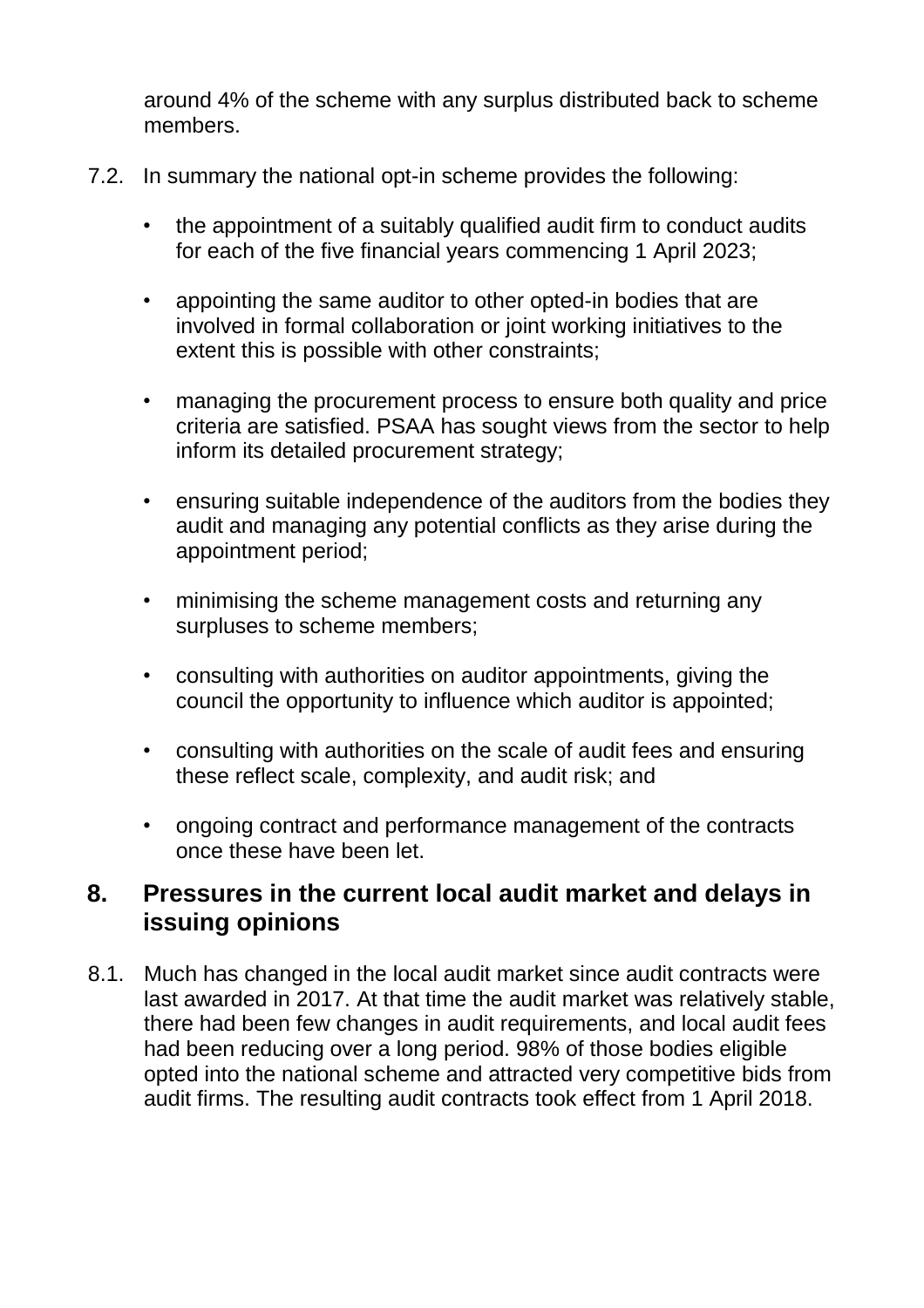around 4% of the scheme with any surplus distributed back to scheme members.

7.2. In summary the national opt-in scheme provides the following:

- the appointment of a suitably qualified audit firm to conduct audits for each of the five financial years commencing 1 April 2023;
- appointing the same auditor to other opted-in bodies that are involved in formal collaboration or joint working initiatives to the extent this is possible with other constraints;
- managing the procurement process to ensure both quality and price criteria are satisfied. PSAA has sought views from the sector to help inform its detailed procurement strategy;
- ensuring suitable independence of the auditors from the bodies they audit and managing any potential conflicts as they arise during the appointment period;
- minimising the scheme management costs and returning any surpluses to scheme members;
- consulting with authorities on auditor appointments, giving the council the opportunity to influence which auditor is appointed;
- consulting with authorities on the scale of audit fees and ensuring these reflect scale, complexity, and audit risk; and
- ongoing contract and performance management of the contracts once these have been let.

## 8. Pressures in the current local audit market and delays in issuing opinions

8.1. Much has changed in the local audit market since audit contracts were last awarded in 2017. At that time the audit market was relatively stable, there had been few changes in audit requirements, and local audit fees had been reducing over a long period. 98% of those bodies eligible opted into the national scheme and attracted very competitive bids from audit firms. The resulting audit contracts took effect from 1 April 2018.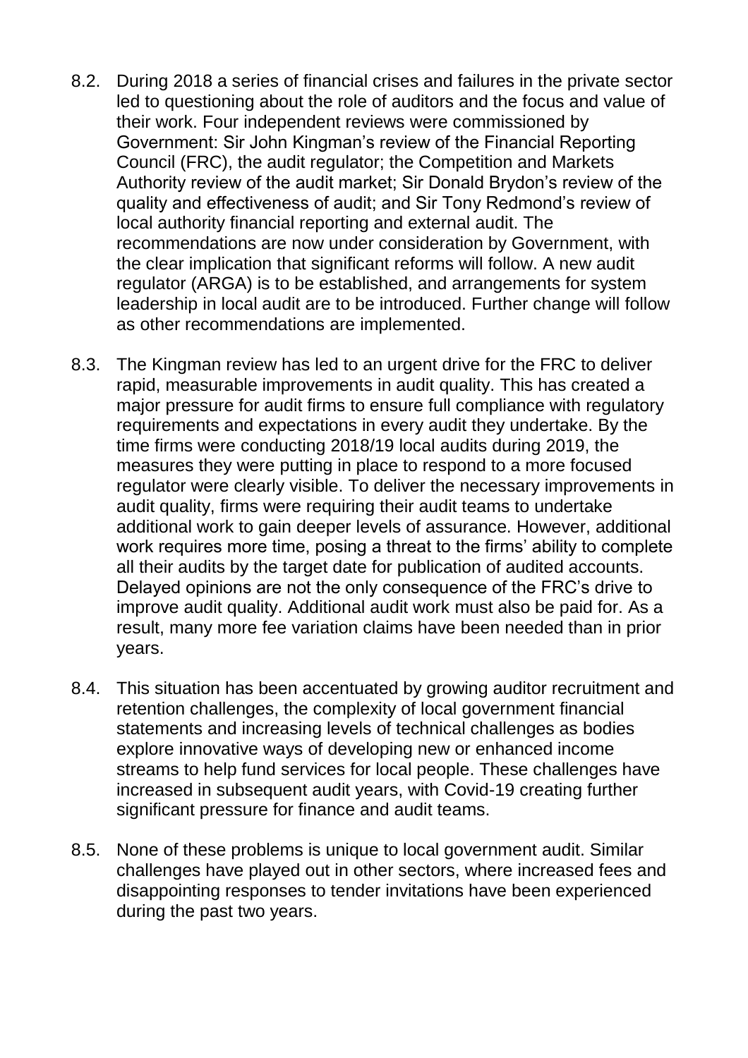8.2. During 2018 a series of financial crises and failures in the private sector led to questioning about the role of auditors and the focus and value of their work. Four independent reviews were commissioned by Government: Sir John Kingman's review of the Financial Reporting Council (FRC), the audit regulator; the Competition and Markets Authority review of the audit market; Sir Donald Brydon's review of the quality and effectiveness of audit; and Sir Tony Redmond's review of local authority financial reporting and external audit. The recommendations are now under consideration by Government, with the clear implication that significant reforms will follow. A new audit regulator (ARGA) is to be established, and arrangements for system leadership in local audit are to be introduced. Further change will follow as other recommendations are implemented.

8.3. The Kingman review has led to an urgent drive for the FRC to deliver rapid, measurable improvements in audit quality. This has created a major pressure for audit firms to ensure full compliance with regulatory requirements and expectations in every audit they undertake. By the time firms were conducting 2018/19 local audits during 2019, the measures they were putting in place to respond to a more focused regulator were clearly visible. To deliver the necessary improvements in audit quality, firms were requiring their audit teams to undertake additional work to gain deeper levels of assurance. However, additional work requires more time, posing a threat to the firms' ability to complete all their audits by the target date for publication of audited accounts. Delayed opinions are not the only consequence of the FRC's drive to improve audit quality. Additional audit work must also be paid for. As a result, many more fee variation claims have been needed than in prior years.

8.4. This situation has been accentuated by growing auditor recruitment and retention challenges, the complexity of local government financial statements and increasing levels of technical challenges as bodies explore innovative ways of developing new or enhanced income streams to help fund services for local people. These challenges have increased in subsequent audit years, with Covid-19 creating further significant pressure for finance and audit teams.

8.5. None of these problems is unique to local government audit. Similar challenges have played out in other sectors, where increased fees and disappointing responses to tender invitations have been experienced during the past two years.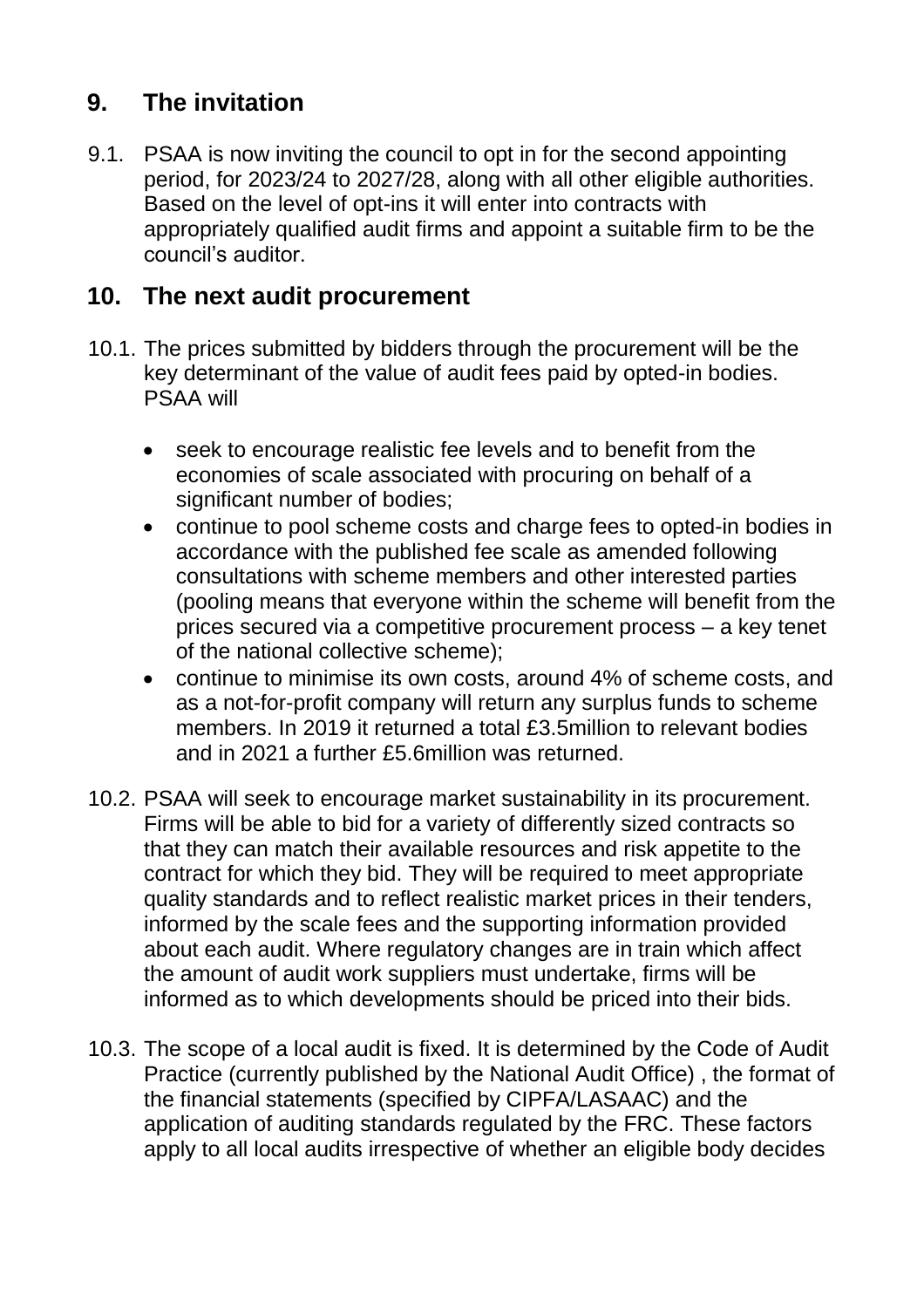## 9. The invitation

9.1. PSAA is now inviting the council to opt in for the second appointing period, for 2023/24 to 2027/28, along with all other eligible authorities. Based on the level of opt-ins it will enter into contracts with appropriately qualified audit firms and appoint a suitable firm to be the council's auditor.

## 10. The next audit procurement

10.1. The prices submitted by bidders through the procurement will be the key determinant of the value of audit fees paid by opted-in bodies. PSAA will

- seek to encourage realistic fee levels and to benefit from the economies of scale associated with procuring on behalf of a significant number of bodies;
- continue to pool scheme costs and charge fees to opted-in bodies in accordance with the published fee scale as amended following consultations with scheme members and other interested parties (pooling means that everyone within the scheme will benefit from the prices secured via a competitive procurement process – a key tenet of the national collective scheme);
- continue to minimise its own costs, around 4% of scheme costs, and as a not-for-profit company will return any surplus funds to scheme members. In 2019 it returned a total £3.5million to relevant bodies and in 2021 a further £5.6million was returned.

10.2. PSAA will seek to encourage market sustainability in its procurement. Firms will be able to bid for a variety of differently sized contracts so that they can match their available resources and risk appetite to the contract for which they bid. They will be required to meet appropriate quality standards and to reflect realistic market prices in their tenders, informed by the scale fees and the supporting information provided about each audit. Where regulatory changes are in train which affect the amount of audit work suppliers must undertake, firms will be informed as to which developments should be priced into their bids.

10.3. The scope of a local audit is fixed. It is determined by the Code of Audit Practice (currently published by the National Audit Office) , the format of the financial statements (specified by CIPFA/LASAAC) and the application of auditing standards regulated by the FRC. These factors apply to all local audits irrespective of whether an eligible body decides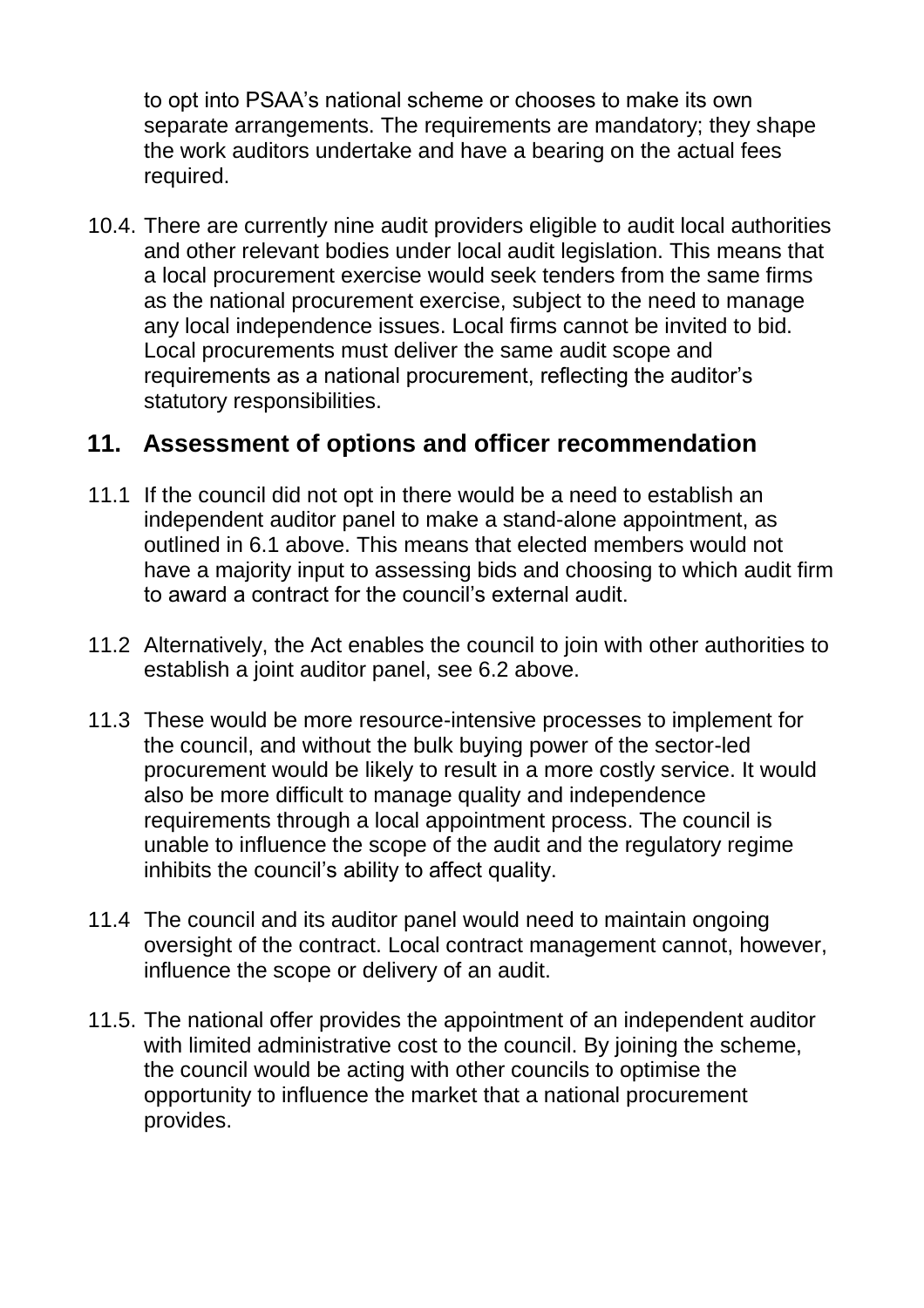to opt into PSAA's national scheme or chooses to make its own separate arrangements. The requirements are mandatory; they shape the work auditors undertake and have a bearing on the actual fees required.

10.4. There are currently nine audit providers eligible to audit local authorities and other relevant bodies under local audit legislation. This means that a local procurement exercise would seek tenders from the same firms as the national procurement exercise, subject to the need to manage any local independence issues. Local firms cannot be invited to bid. Local procurements must deliver the same audit scope and requirements as a national procurement, reflecting the auditor's statutory responsibilities.

## 11. Assessment of options and officer recommendation

11.1 If the council did not opt in there would be a need to establish an independent auditor panel to make a stand-alone appointment, as outlined in 6.1 above. This means that elected members would not have a majority input to assessing bids and choosing to which audit firm to award a contract for the council's external audit.

11.2 Alternatively, the Act enables the council to join with other authorities to establish a joint auditor panel, see 6.2 above.

11.3 These would be more resource-intensive processes to implement for the council, and without the bulk buying power of the sector-led procurement would be likely to result in a more costly service. It would also be more difficult to manage quality and independence requirements through a local appointment process. The council is unable to influence the scope of the audit and the regulatory regime inhibits the council's ability to affect quality.

11.4 The council and its auditor panel would need to maintain ongoing oversight of the contract. Local contract management cannot, however, influence the scope or delivery of an audit.

11.5. The national offer provides the appointment of an independent auditor with limited administrative cost to the council. By joining the scheme, the council would be acting with other councils to optimise the opportunity to influence the market that a national procurement provides.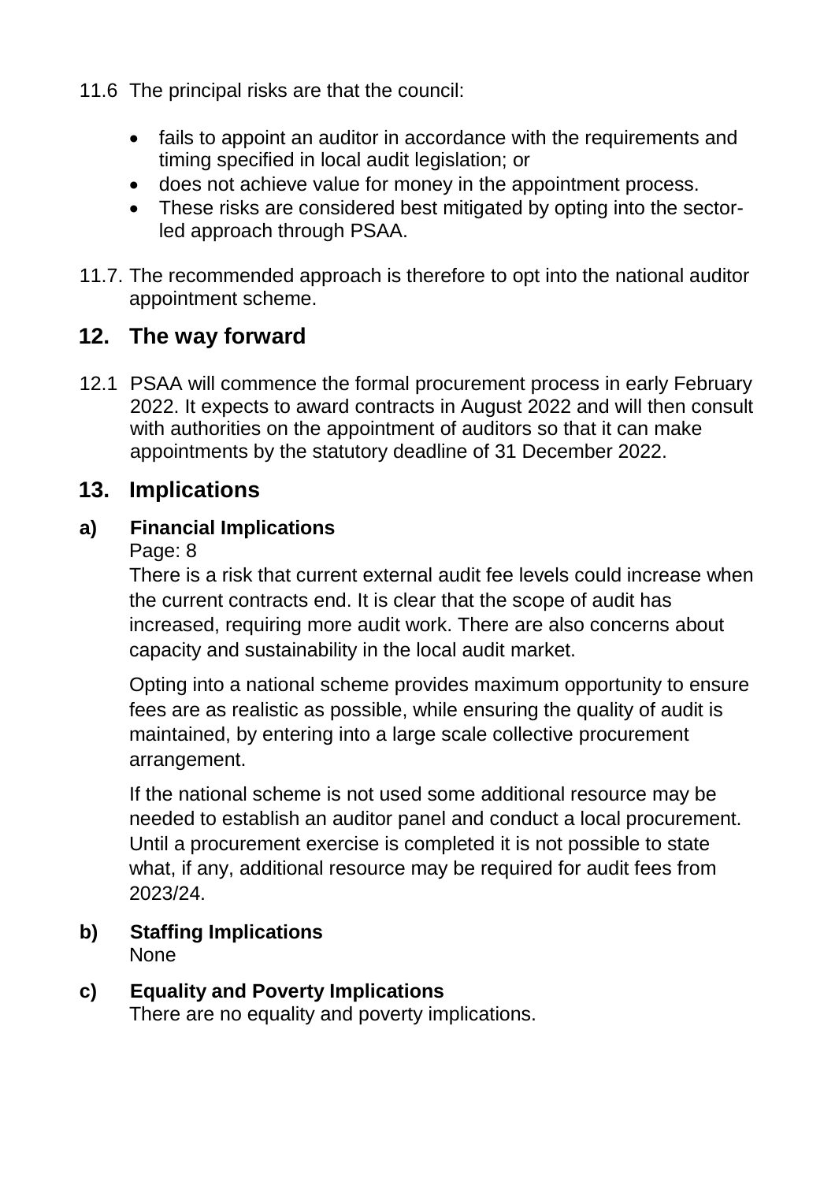11.6 The principal risks are that the council:

- fails to appoint an auditor in accordance with the requirements and timing specified in local audit legislation; or
- does not achieve value for money in the appointment process.
- These risks are considered best mitigated by opting into the sector-led approach through PSAA.

11.7. The recommended approach is therefore to opt into the national auditor appointment scheme.

## 12. The way forward

12.1 PSAA will commence the formal procurement process in early February 2022. It expects to award contracts in August 2022 and will then consult with authorities on the appointment of auditors so that it can make appointments by the statutory deadline of 31 December 2022.

## 13. Implications

### a) Financial Implications

There is a risk that current external audit fee levels could increase when the current contracts end. It is clear that the scope of audit has increased, requiring more audit work. There are also concerns about capacity and sustainability in the local audit market.

Opting into a national scheme provides maximum opportunity to ensure fees are as realistic as possible, while ensuring the quality of audit is maintained, by entering into a large scale collective procurement arrangement.

If the national scheme is not used some additional resource may be needed to establish an auditor panel and conduct a local procurement. Until a procurement exercise is completed it is not possible to state what, if any, additional resource may be required for audit fees from 2023/24.

### b) Staffing Implications

None

### c) Equality and Poverty Implications

There are no equality and poverty implications.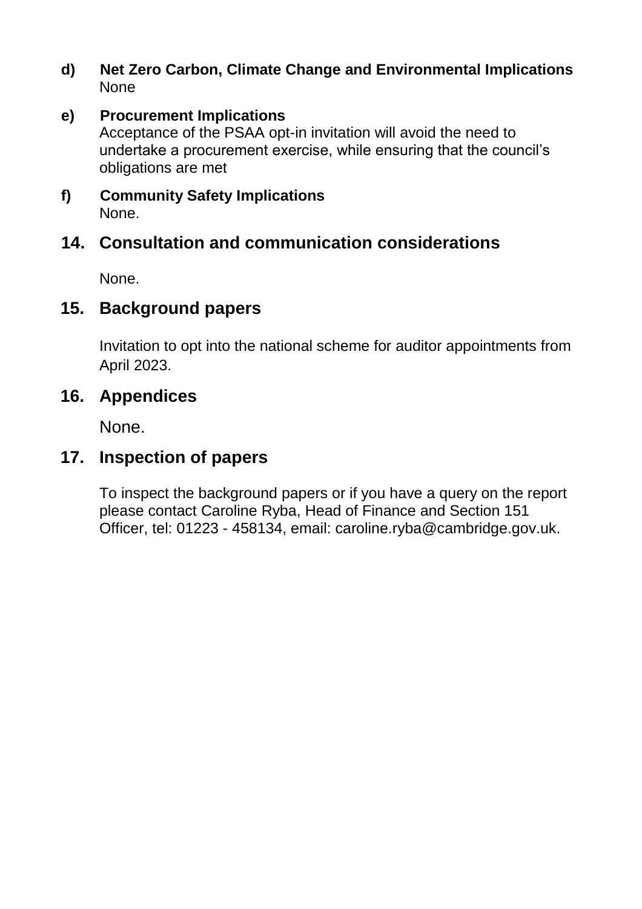**d) Net Zero Carbon, Climate Change and Environmental Implications**
None

**e) Procurement Implications**
Acceptance of the PSAA opt-in invitation will avoid the need to undertake a procurement exercise, while ensuring that the council's obligations are met

**f) Community Safety Implications**
None.

## 14. Consultation and communication considerations

None.

## 15. Background papers

Invitation to opt into the national scheme for auditor appointments from April 2023.

## 16. Appendices

None.

## 17. Inspection of papers

To inspect the background papers or if you have a query on the report please contact Caroline Ryba, Head of Finance and Section 151 Officer, tel: 01223 - 458134, email: caroline.ryba@cambridge.gov.uk.